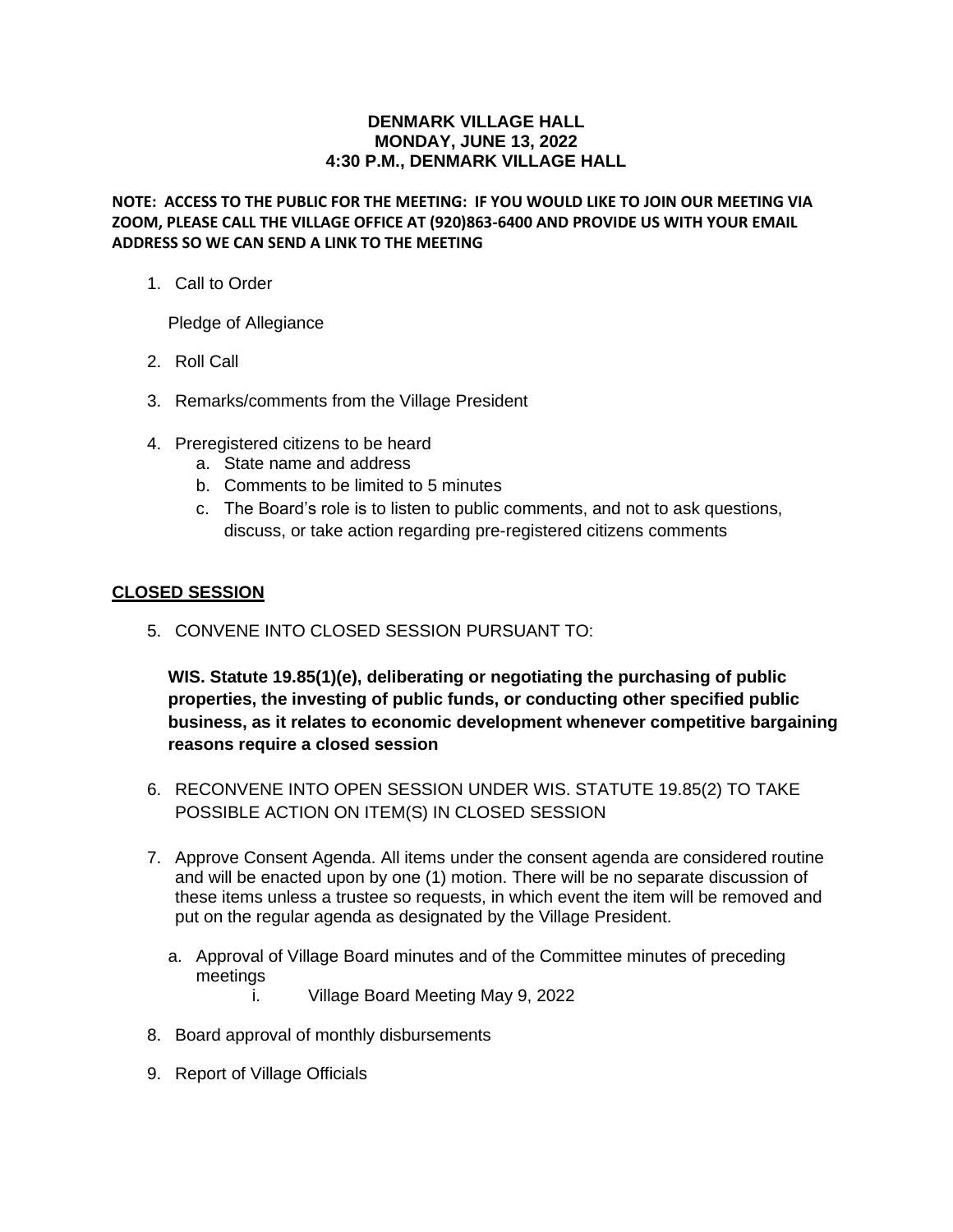**DENMARK VILLAGE HALL**
**MONDAY, JUNE 13, 2022**
**4:30 P.M., DENMARK VILLAGE HALL**

**NOTE: ACCESS TO THE PUBLIC FOR THE MEETING: IF YOU WOULD LIKE TO JOIN OUR MEETING VIA ZOOM, PLEASE CALL THE VILLAGE OFFICE AT (920)863-6400 AND PROVIDE US WITH YOUR EMAIL ADDRESS SO WE CAN SEND A LINK TO THE MEETING**

1. Call to Order

   Pledge of Allegiance

2. Roll Call

3. Remarks/comments from the Village President

4. Preregistered citizens to be heard
   a. State name and address
   b. Comments to be limited to 5 minutes
   c. The Board's role is to listen to public comments, and not to ask questions, discuss, or take action regarding pre-registered citizens comments

## CLOSED SESSION

5. CONVENE INTO CLOSED SESSION PURSUANT TO:

   **WIS. Statute 19.85(1)(e), deliberating or negotiating the purchasing of public properties, the investing of public funds, or conducting other specified public business, as it relates to economic development whenever competitive bargaining reasons require a closed session**

6. RECONVENE INTO OPEN SESSION UNDER WIS. STATUTE 19.85(2) TO TAKE POSSIBLE ACTION ON ITEM(S) IN CLOSED SESSION

7. Approve Consent Agenda. All items under the consent agenda are considered routine and will be enacted upon by one (1) motion. There will be no separate discussion of these items unless a trustee so requests, in which event the item will be removed and put on the regular agenda as designated by the Village President.

   a. Approval of Village Board minutes and of the Committee minutes of preceding meetings
      i. Village Board Meeting May 9, 2022

8. Board approval of monthly disbursements

9. Report of Village Officials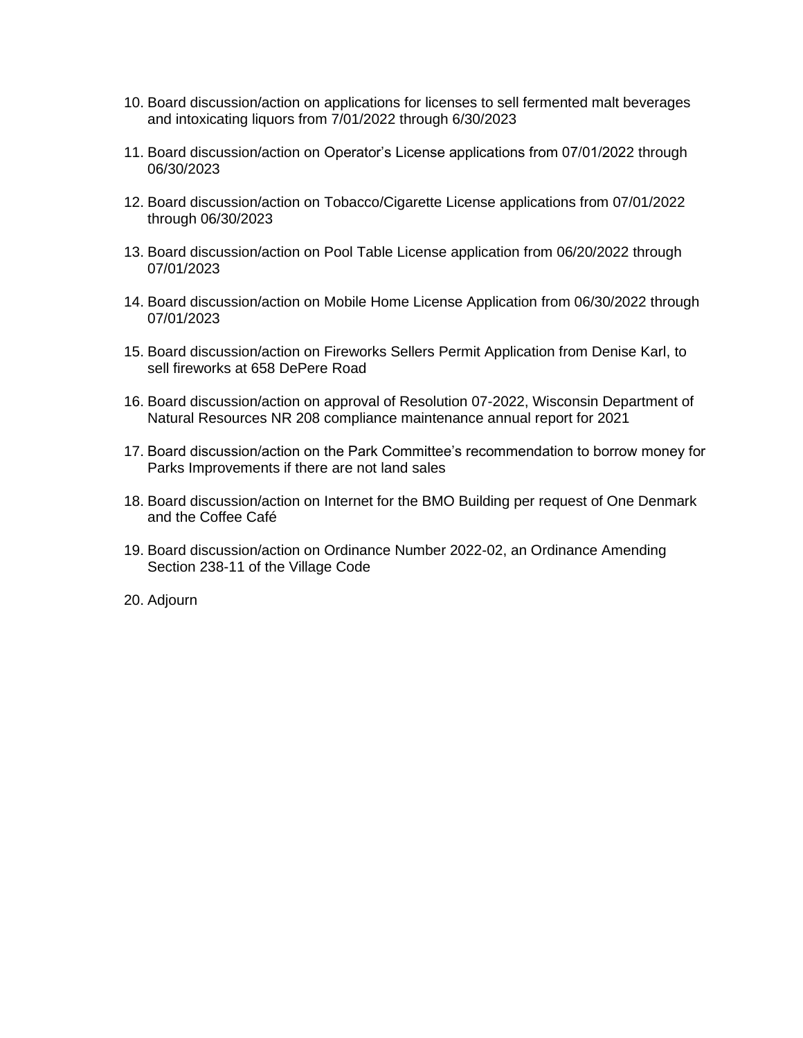10. Board discussion/action on applications for licenses to sell fermented malt beverages and intoxicating liquors from 7/01/2022 through 6/30/2023
11. Board discussion/action on Operator's License applications from 07/01/2022 through 06/30/2023
12. Board discussion/action on Tobacco/Cigarette License applications from 07/01/2022 through 06/30/2023
13. Board discussion/action on Pool Table License application from 06/20/2022 through 07/01/2023
14. Board discussion/action on Mobile Home License Application from 06/30/2022 through 07/01/2023
15. Board discussion/action on Fireworks Sellers Permit Application from Denise Karl, to sell fireworks at 658 DePere Road
16. Board discussion/action on approval of Resolution 07-2022, Wisconsin Department of Natural Resources NR 208 compliance maintenance annual report for 2021
17. Board discussion/action on the Park Committee's recommendation to borrow money for Parks Improvements if there are not land sales
18. Board discussion/action on Internet for the BMO Building per request of One Denmark and the Coffee Café
19. Board discussion/action on Ordinance Number 2022-02, an Ordinance Amending Section 238-11 of the Village Code
20. Adjourn